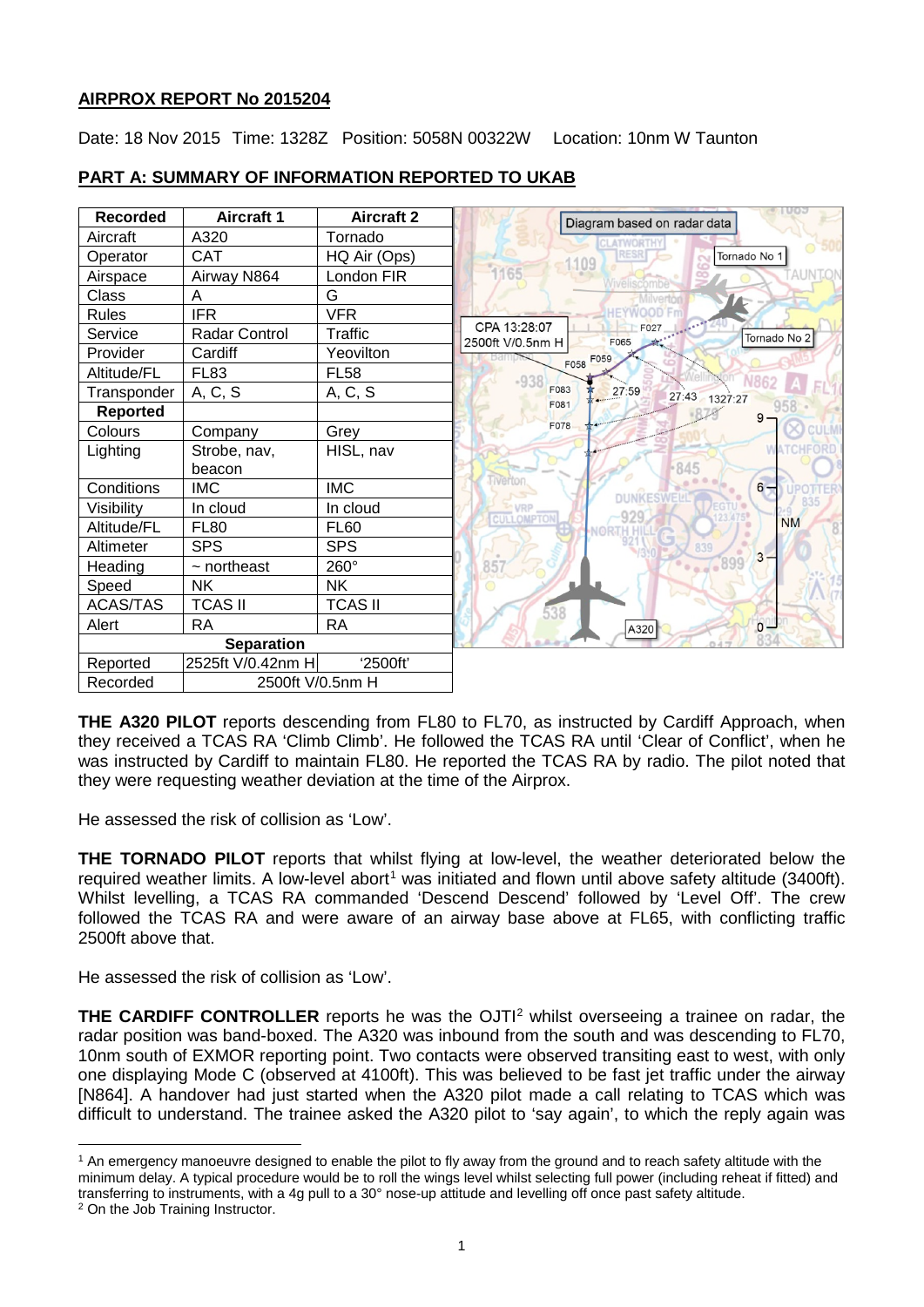## AIRPROX REPORT No 2015204

Date: 18 Nov 2015 Time: 1328Z Position: 5058N 00322W Location: 10nm W Taunton

## PART A: SUMMARY OF INFORMATION REPORTED TO UKAB

| Recorded | Aircraft 1 | Aircraft 2 |
|---|---|---|
| Aircraft | A320 | Tornado |
| Operator | CAT | HQ Air (Ops) |
| Airspace | Airway N864 | London FIR |
| Class | A | G |
| Rules | IFR | VFR |
| Service | Radar Control | Traffic |
| Provider | Cardiff | Yeovilton |
| Altitude/FL | FL83 | FL58 |
| Transponder | A, C, S | A, C, S |
| **Reported** | | |
| Colours | Company | Grey |
| Lighting | Strobe, nav, beacon | HISL, nav |
| Conditions | IMC | IMC |
| Visibility | In cloud | In cloud |
| Altitude/FL | FL80 | FL60 |
| Altimeter | SPS | SPS |
| Heading | ~ northeast | 260° |
| Speed | NK | NK |
| ACAS/TAS | TCAS II | TCAS II |
| Alert | RA | RA |
| **Separation** | | |
| Reported | 2525ft V/0.42nm H | '2500ft' |
| Recorded | 2500ft V/0.5nm H | |

Diagram based on radar data

CPA 13:28:07 2500ft V/0.5nm H

**THE A320 PILOT** reports descending from FL80 to FL70, as instructed by Cardiff Approach, when they received a TCAS RA 'Climb Climb'. He followed the TCAS RA until 'Clear of Conflict', when he was instructed by Cardiff to maintain FL80. He reported the TCAS RA by radio. The pilot noted that they were requesting weather deviation at the time of the Airprox.

He assessed the risk of collision as 'Low'.

**THE TORNADO PILOT** reports that whilst flying at low-level, the weather deteriorated below the required weather limits. A low-level abort[1] was initiated and flown until above safety altitude (3400ft). Whilst levelling, a TCAS RA commanded 'Descend Descend' followed by 'Level Off'. The crew followed the TCAS RA and were aware of an airway base above at FL65, with conflicting traffic 2500ft above that.

He assessed the risk of collision as 'Low'.

**THE CARDIFF CONTROLLER** reports he was the OJTI[2] whilst overseeing a trainee on radar, the radar position was band-boxed. The A320 was inbound from the south and was descending to FL70, 10nm south of EXMOR reporting point. Two contacts were observed transiting east to west, with only one displaying Mode C (observed at 4100ft). This was believed to be fast jet traffic under the airway [N864]. A handover had just started when the A320 pilot made a call relating to TCAS which was difficult to understand. The trainee asked the A320 pilot to 'say again', to which the reply again was

[1] An emergency manoeuvre designed to enable the pilot to fly away from the ground and to reach safety altitude with the minimum delay. A typical procedure would be to roll the wings level whilst selecting full power (including reheat if fitted) and transferring to instruments, with a 4g pull to a 30° nose-up attitude and levelling off once past safety altitude.

[2] On the Job Training Instructor.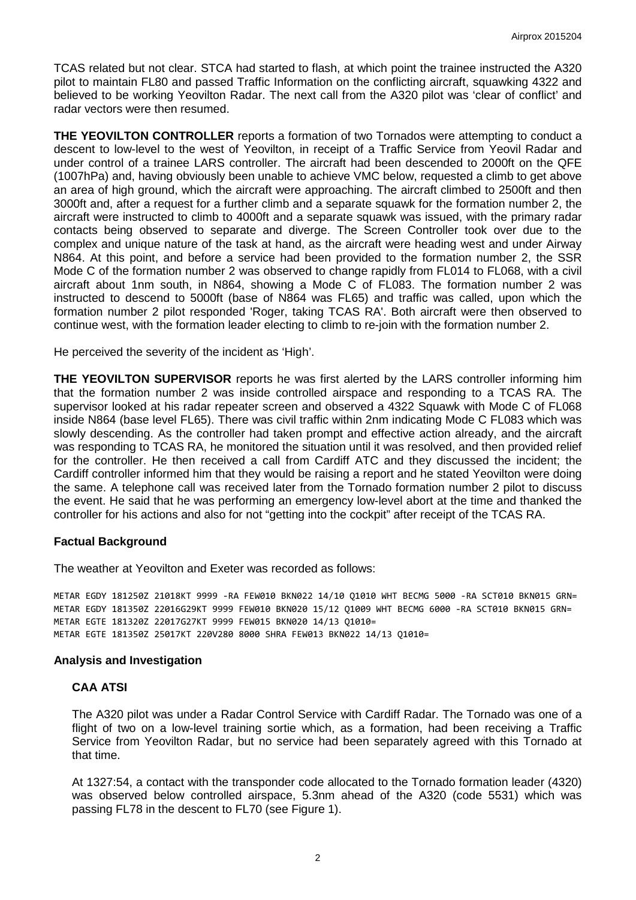TCAS related but not clear. STCA had started to flash, at which point the trainee instructed the A320 pilot to maintain FL80 and passed Traffic Information on the conflicting aircraft, squawking 4322 and believed to be working Yeovilton Radar. The next call from the A320 pilot was 'clear of conflict' and radar vectors were then resumed.

**THE YEOVILTON CONTROLLER** reports a formation of two Tornados were attempting to conduct a descent to low-level to the west of Yeovilton, in receipt of a Traffic Service from Yeovil Radar and under control of a trainee LARS controller. The aircraft had been descended to 2000ft on the QFE (1007hPa) and, having obviously been unable to achieve VMC below, requested a climb to get above an area of high ground, which the aircraft were approaching. The aircraft climbed to 2500ft and then 3000ft and, after a request for a further climb and a separate squawk for the formation number 2, the aircraft were instructed to climb to 4000ft and a separate squawk was issued, with the primary radar contacts being observed to separate and diverge. The Screen Controller took over due to the complex and unique nature of the task at hand, as the aircraft were heading west and under Airway N864. At this point, and before a service had been provided to the formation number 2, the SSR Mode C of the formation number 2 was observed to change rapidly from FL014 to FL068, with a civil aircraft about 1nm south, in N864, showing a Mode C of FL083. The formation number 2 was instructed to descend to 5000ft (base of N864 was FL65) and traffic was called, upon which the formation number 2 pilot responded 'Roger, taking TCAS RA'. Both aircraft were then observed to continue west, with the formation leader electing to climb to re-join with the formation number 2.

He perceived the severity of the incident as 'High'.

**THE YEOVILTON SUPERVISOR** reports he was first alerted by the LARS controller informing him that the formation number 2 was inside controlled airspace and responding to a TCAS RA. The supervisor looked at his radar repeater screen and observed a 4322 Squawk with Mode C of FL068 inside N864 (base level FL65). There was civil traffic within 2nm indicating Mode C FL083 which was slowly descending. As the controller had taken prompt and effective action already, and the aircraft was responding to TCAS RA, he monitored the situation until it was resolved, and then provided relief for the controller. He then received a call from Cardiff ATC and they discussed the incident; the Cardiff controller informed him that they would be raising a report and he stated Yeovilton were doing the same. A telephone call was received later from the Tornado formation number 2 pilot to discuss the event. He said that he was performing an emergency low-level abort at the time and thanked the controller for his actions and also for not "getting into the cockpit" after receipt of the TCAS RA.

## Factual Background

The weather at Yeovilton and Exeter was recorded as follows:

```
METAR EGDY 181250Z 21018KT 9999 -RA FEW010 BKN022 14/10 Q1010 WHT BECMG 5000 -RA SCT010 BKN015 GRN=
METAR EGDY 181350Z 22016G29KT 9999 FEW010 BKN020 15/12 Q1009 WHT BECMG 6000 -RA SCT010 BKN015 GRN=
METAR EGTE 181320Z 22017G27KT 9999 FEW015 BKN020 14/13 Q1010=
METAR EGTE 181350Z 25017KT 220V280 8000 SHRA FEW013 BKN022 14/13 Q1010=
```

## Analysis and Investigation

### CAA ATSI

The A320 pilot was under a Radar Control Service with Cardiff Radar. The Tornado was one of a flight of two on a low-level training sortie which, as a formation, had been receiving a Traffic Service from Yeovilton Radar, but no service had been separately agreed with this Tornado at that time.

At 1327:54, a contact with the transponder code allocated to the Tornado formation leader (4320) was observed below controlled airspace, 5.3nm ahead of the A320 (code 5531) which was passing FL78 in the descent to FL70 (see Figure 1).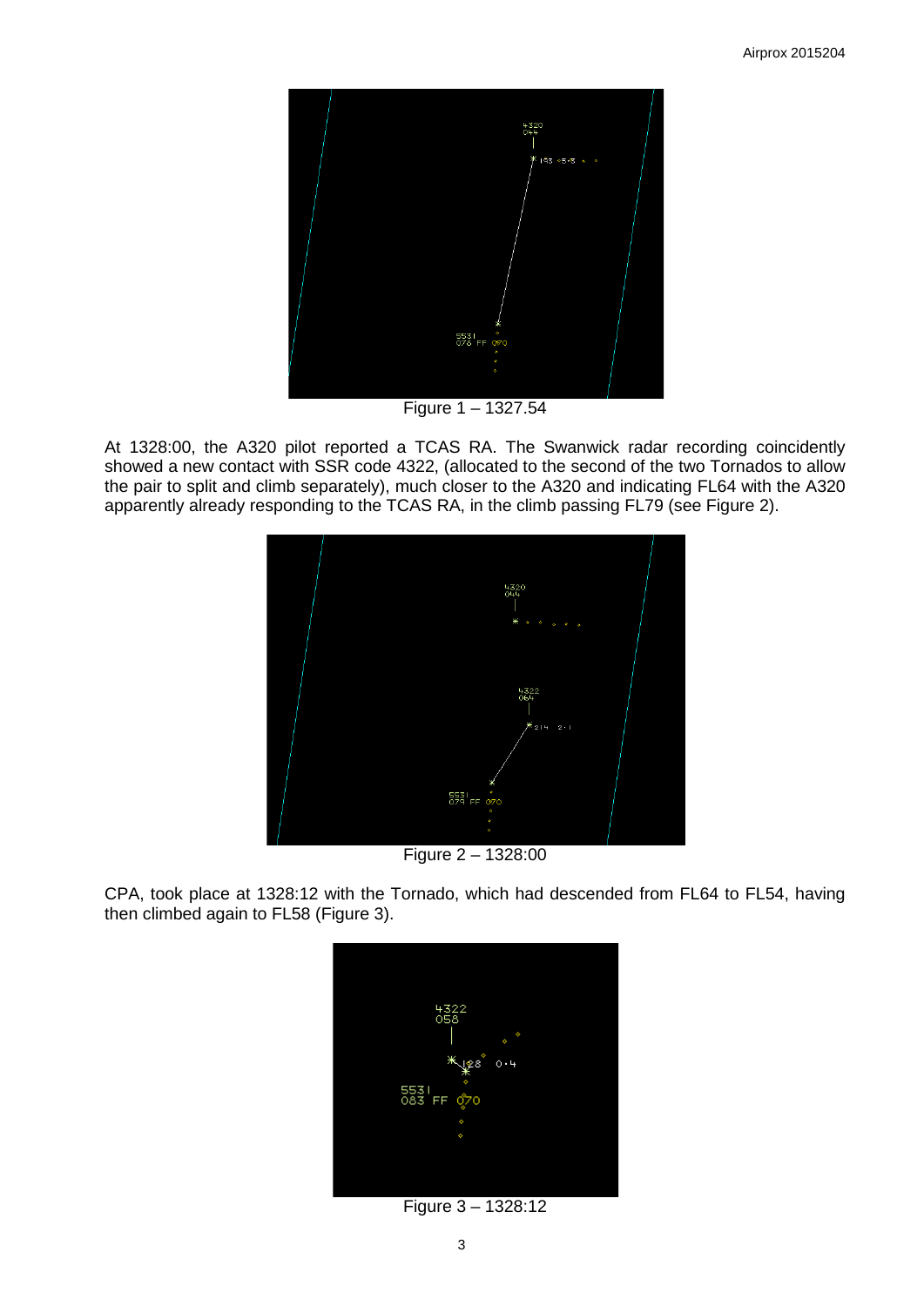Figure 1 – 1327.54

At 1328:00, the A320 pilot reported a TCAS RA. The Swanwick radar recording coincidently showed a new contact with SSR code 4322, (allocated to the second of the two Tornados to allow the pair to split and climb separately), much closer to the A320 and indicating FL64 with the A320 apparently already responding to the TCAS RA, in the climb passing FL79 (see Figure 2).

Figure 2 – 1328:00

CPA, took place at 1328:12 with the Tornado, which had descended from FL64 to FL54, having then climbed again to FL58 (Figure 3).

Figure 3 – 1328:12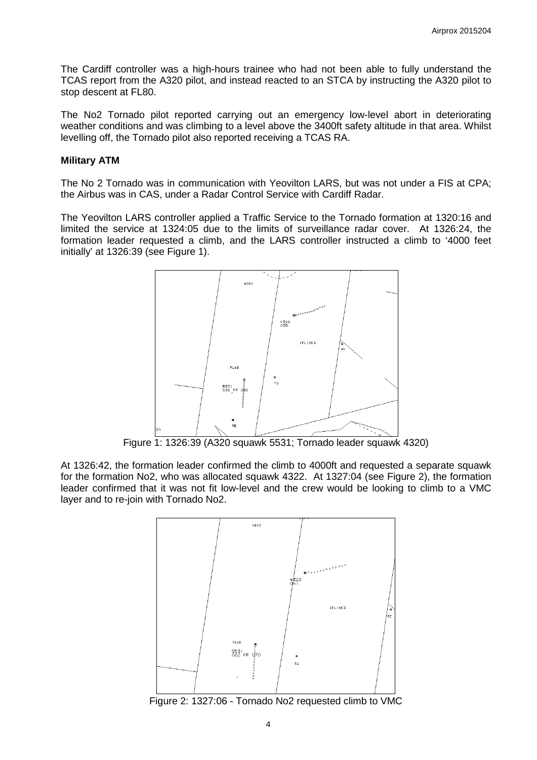The Cardiff controller was a high-hours trainee who had not been able to fully understand the TCAS report from the A320 pilot, and instead reacted to an STCA by instructing the A320 pilot to stop descent at FL80.

The No2 Tornado pilot reported carrying out an emergency low-level abort in deteriorating weather conditions and was climbing to a level above the 3400ft safety altitude in that area. Whilst levelling off, the Tornado pilot also reported receiving a TCAS RA.

### Military ATM

The No 2 Tornado was in communication with Yeovilton LARS, but was not under a FIS at CPA; the Airbus was in CAS, under a Radar Control Service with Cardiff Radar.

The Yeovilton LARS controller applied a Traffic Service to the Tornado formation at 1320:16 and limited the service at 1324:05 due to the limits of surveillance radar cover. At 1326:24, the formation leader requested a climb, and the LARS controller instructed a climb to '4000 feet initially' at 1326:39 (see Figure 1).

Figure 1: 1326:39 (A320 squawk 5531; Tornado leader squawk 4320)

At 1326:42, the formation leader confirmed the climb to 4000ft and requested a separate squawk for the formation No2, who was allocated squawk 4322. At 1327:04 (see Figure 2), the formation leader confirmed that it was not fit low-level and the crew would be looking to climb to a VMC layer and to re-join with Tornado No2.

Figure 2: 1327:06 - Tornado No2 requested climb to VMC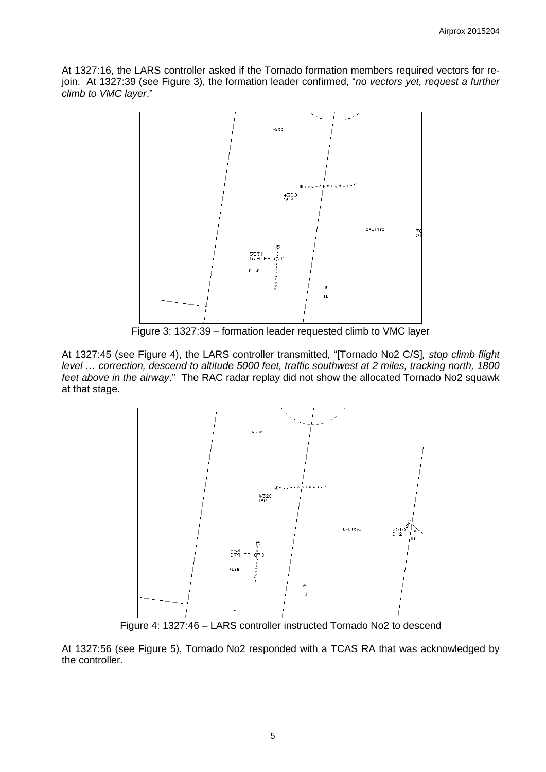At 1327:16, the LARS controller asked if the Tornado formation members required vectors for re-join. At 1327:39 (see Figure 3), the formation leader confirmed, "*no vectors yet, request a further climb to VMC layer*."

Figure 3: 1327:39 – formation leader requested climb to VMC layer

At 1327:45 (see Figure 4), the LARS controller transmitted, "[Tornado No2 C/S]*, stop climb flight level … correction, descend to altitude 5000 feet, traffic southwest at 2 miles, tracking north, 1800 feet above in the airway*." The RAC radar replay did not show the allocated Tornado No2 squawk at that stage.

Figure 4: 1327:46 – LARS controller instructed Tornado No2 to descend

At 1327:56 (see Figure 5), Tornado No2 responded with a TCAS RA that was acknowledged by the controller.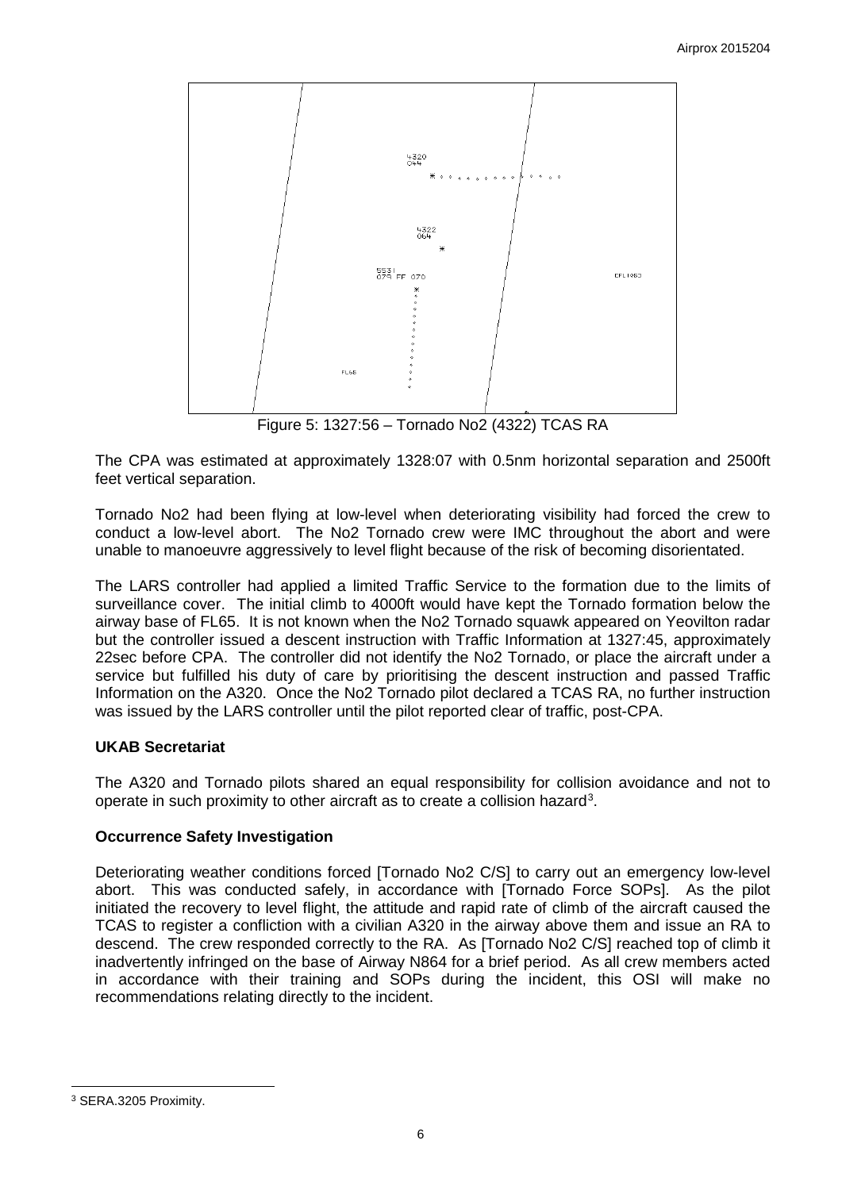Figure 5: 1327:56 – Tornado No2 (4322) TCAS RA

The CPA was estimated at approximately 1328:07 with 0.5nm horizontal separation and 2500ft feet vertical separation.

Tornado No2 had been flying at low-level when deteriorating visibility had forced the crew to conduct a low-level abort. The No2 Tornado crew were IMC throughout the abort and were unable to manoeuvre aggressively to level flight because of the risk of becoming disorientated.

The LARS controller had applied a limited Traffic Service to the formation due to the limits of surveillance cover. The initial climb to 4000ft would have kept the Tornado formation below the airway base of FL65. It is not known when the No2 Tornado squawk appeared on Yeovilton radar but the controller issued a descent instruction with Traffic Information at 1327:45, approximately 22sec before CPA. The controller did not identify the No2 Tornado, or place the aircraft under a service but fulfilled his duty of care by prioritising the descent instruction and passed Traffic Information on the A320. Once the No2 Tornado pilot declared a TCAS RA, no further instruction was issued by the LARS controller until the pilot reported clear of traffic, post-CPA.

### UKAB Secretariat

The A320 and Tornado pilots shared an equal responsibility for collision avoidance and not to operate in such proximity to other aircraft as to create a collision hazard[3].

### Occurrence Safety Investigation

Deteriorating weather conditions forced [Tornado No2 C/S] to carry out an emergency low-level abort. This was conducted safely, in accordance with [Tornado Force SOPs]. As the pilot initiated the recovery to level flight, the attitude and rapid rate of climb of the aircraft caused the TCAS to register a confliction with a civilian A320 in the airway above them and issue an RA to descend. The crew responded correctly to the RA. As [Tornado No2 C/S] reached top of climb it inadvertently infringed on the base of Airway N864 for a brief period. As all crew members acted in accordance with their training and SOPs during the incident, this OSI will make no recommendations relating directly to the incident.

---

[3] SERA.3205 Proximity.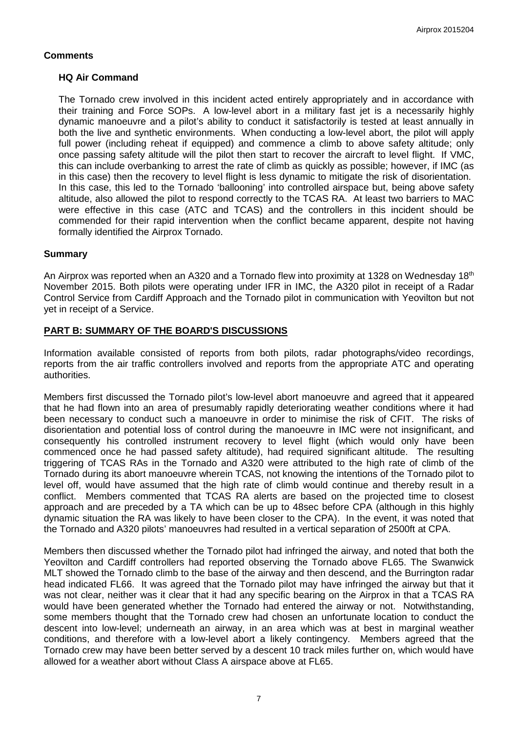## Comments

### HQ Air Command

The Tornado crew involved in this incident acted entirely appropriately and in accordance with their training and Force SOPs. A low-level abort in a military fast jet is a necessarily highly dynamic manoeuvre and a pilot's ability to conduct it satisfactorily is tested at least annually in both the live and synthetic environments. When conducting a low-level abort, the pilot will apply full power (including reheat if equipped) and commence a climb to above safety altitude; only once passing safety altitude will the pilot then start to recover the aircraft to level flight. If VMC, this can include overbanking to arrest the rate of climb as quickly as possible; however, if IMC (as in this case) then the recovery to level flight is less dynamic to mitigate the risk of disorientation. In this case, this led to the Tornado 'ballooning' into controlled airspace but, being above safety altitude, also allowed the pilot to respond correctly to the TCAS RA. At least two barriers to MAC were effective in this case (ATC and TCAS) and the controllers in this incident should be commended for their rapid intervention when the conflict became apparent, despite not having formally identified the Airprox Tornado.

## Summary

An Airprox was reported when an A320 and a Tornado flew into proximity at 1328 on Wednesday 18th November 2015. Both pilots were operating under IFR in IMC, the A320 pilot in receipt of a Radar Control Service from Cardiff Approach and the Tornado pilot in communication with Yeovilton but not yet in receipt of a Service.

## PART B: SUMMARY OF THE BOARD'S DISCUSSIONS

Information available consisted of reports from both pilots, radar photographs/video recordings, reports from the air traffic controllers involved and reports from the appropriate ATC and operating authorities.

Members first discussed the Tornado pilot's low-level abort manoeuvre and agreed that it appeared that he had flown into an area of presumably rapidly deteriorating weather conditions where it had been necessary to conduct such a manoeuvre in order to minimise the risk of CFIT. The risks of disorientation and potential loss of control during the manoeuvre in IMC were not insignificant, and consequently his controlled instrument recovery to level flight (which would only have been commenced once he had passed safety altitude), had required significant altitude. The resulting triggering of TCAS RAs in the Tornado and A320 were attributed to the high rate of climb of the Tornado during its abort manoeuvre wherein TCAS, not knowing the intentions of the Tornado pilot to level off, would have assumed that the high rate of climb would continue and thereby result in a conflict. Members commented that TCAS RA alerts are based on the projected time to closest approach and are preceded by a TA which can be up to 48sec before CPA (although in this highly dynamic situation the RA was likely to have been closer to the CPA). In the event, it was noted that the Tornado and A320 pilots' manoeuvres had resulted in a vertical separation of 2500ft at CPA.

Members then discussed whether the Tornado pilot had infringed the airway, and noted that both the Yeovilton and Cardiff controllers had reported observing the Tornado above FL65. The Swanwick MLT showed the Tornado climb to the base of the airway and then descend, and the Burrington radar head indicated FL66. It was agreed that the Tornado pilot may have infringed the airway but that it was not clear, neither was it clear that it had any specific bearing on the Airprox in that a TCAS RA would have been generated whether the Tornado had entered the airway or not. Notwithstanding, some members thought that the Tornado crew had chosen an unfortunate location to conduct the descent into low-level; underneath an airway, in an area which was at best in marginal weather conditions, and therefore with a low-level abort a likely contingency. Members agreed that the Tornado crew may have been better served by a descent 10 track miles further on, which would have allowed for a weather abort without Class A airspace above at FL65.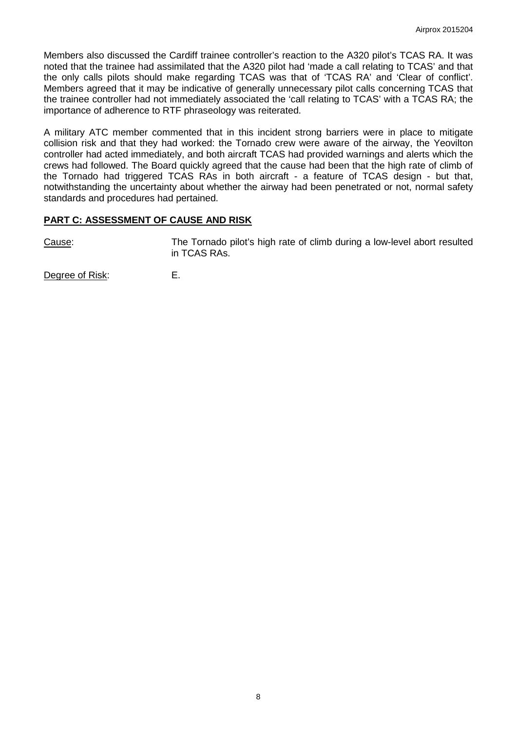Members also discussed the Cardiff trainee controller's reaction to the A320 pilot's TCAS RA. It was noted that the trainee had assimilated that the A320 pilot had 'made a call relating to TCAS' and that the only calls pilots should make regarding TCAS was that of 'TCAS RA' and 'Clear of conflict'. Members agreed that it may be indicative of generally unnecessary pilot calls concerning TCAS that the trainee controller had not immediately associated the 'call relating to TCAS' with a TCAS RA; the importance of adherence to RTF phraseology was reiterated.

A military ATC member commented that in this incident strong barriers were in place to mitigate collision risk and that they had worked: the Tornado crew were aware of the airway, the Yeovilton controller had acted immediately, and both aircraft TCAS had provided warnings and alerts which the crews had followed. The Board quickly agreed that the cause had been that the high rate of climb of the Tornado had triggered TCAS RAs in both aircraft - a feature of TCAS design - but that, notwithstanding the uncertainty about whether the airway had been penetrated or not, normal safety standards and procedures had pertained.

## PART C: ASSESSMENT OF CAUSE AND RISK

Cause: The Tornado pilot's high rate of climb during a low-level abort resulted in TCAS RAs.

Degree of Risk: E.